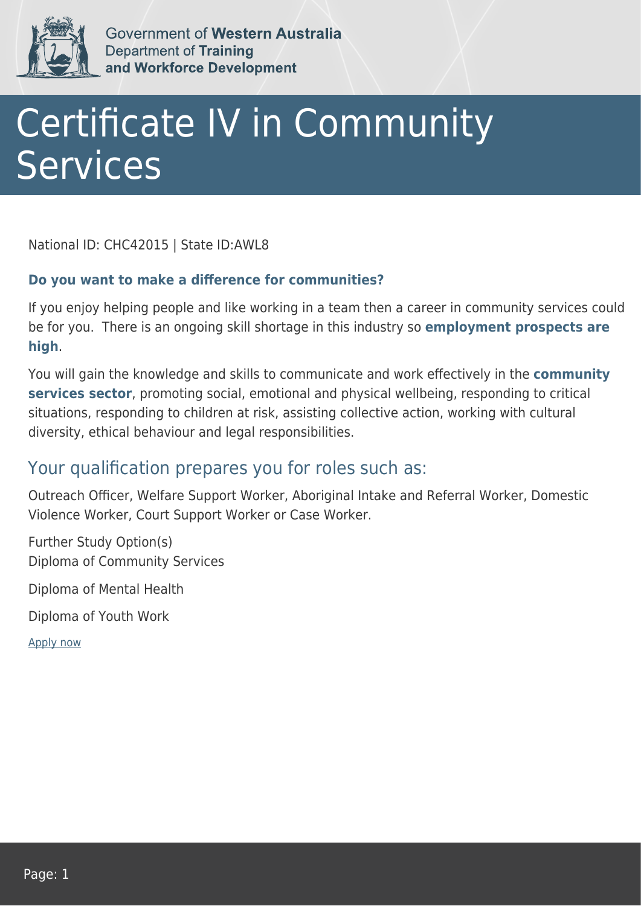Government of **Western Australia**
Department of **Training and Workforce Development**

# Certificate IV in Community Services

National ID: CHC42015 | State ID:AWL8

**Do you want to make a difference for communities?**

If you enjoy helping people and like working in a team then a career in community services could be for you. There is an ongoing skill shortage in this industry so **employment prospects are high**.

You will gain the knowledge and skills to communicate and work effectively in the **community services sector**, promoting social, emotional and physical wellbeing, responding to critical situations, responding to children at risk, assisting collective action, working with cultural diversity, ethical behaviour and legal responsibilities.

## Your qualification prepares you for roles such as:

Outreach Officer, Welfare Support Worker, Aboriginal Intake and Referral Worker, Domestic Violence Worker, Court Support Worker or Case Worker.

Further Study Option(s)
Diploma of Community Services

Diploma of Mental Health

Diploma of Youth Work

Apply now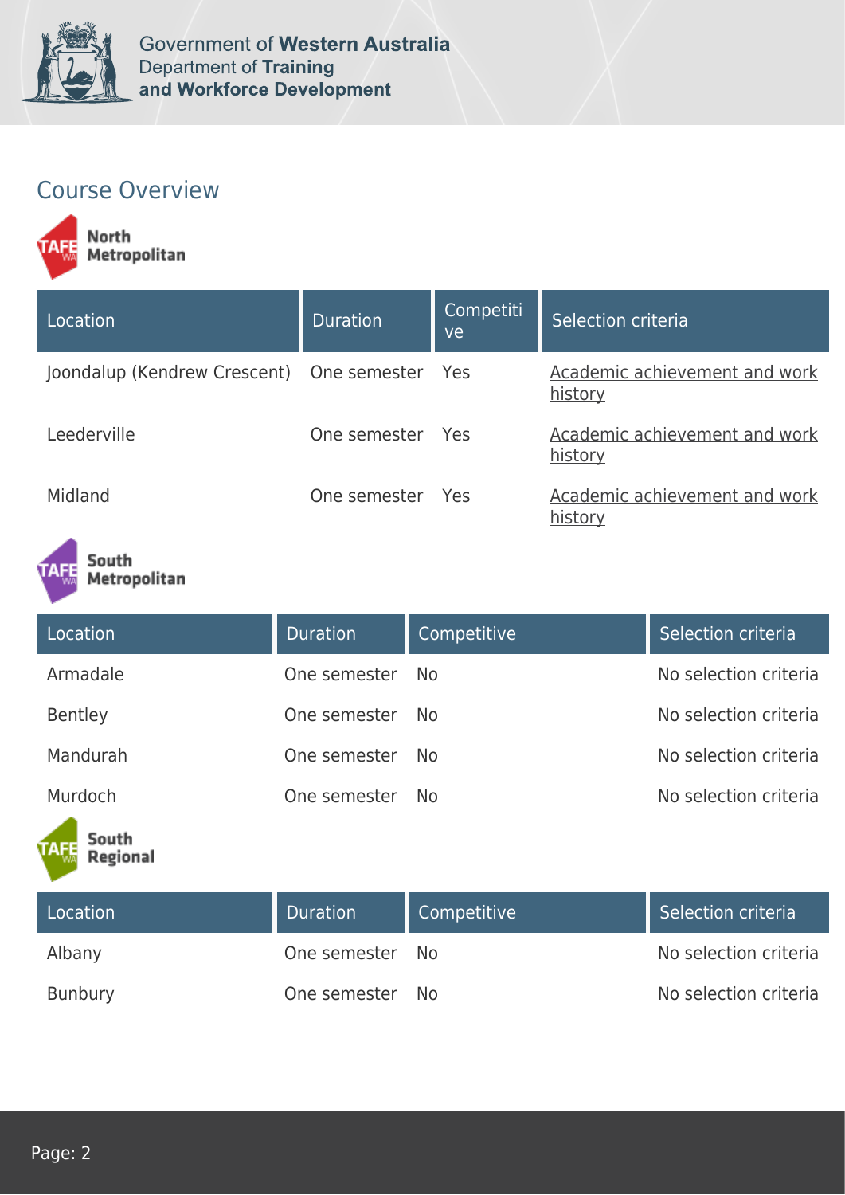## Course Overview

**North Metropolitan**

| Location | Duration | Competitive | Selection criteria |
|---|---|---|---|
| Joondalup (Kendrew Crescent) | One semester | Yes | Academic achievement and work history |
| Leederville | One semester | Yes | Academic achievement and work history |
| Midland | One semester | Yes | Academic achievement and work history |

**South Metropolitan**

| Location | Duration | Competitive | Selection criteria |
|---|---|---|---|
| Armadale | One semester | No | No selection criteria |
| Bentley | One semester | No | No selection criteria |
| Mandurah | One semester | No | No selection criteria |
| Murdoch | One semester | No | No selection criteria |

**South Regional**

| Location | Duration | Competitive | Selection criteria |
|---|---|---|---|
| Albany | One semester | No | No selection criteria |
| Bunbury | One semester | No | No selection criteria |